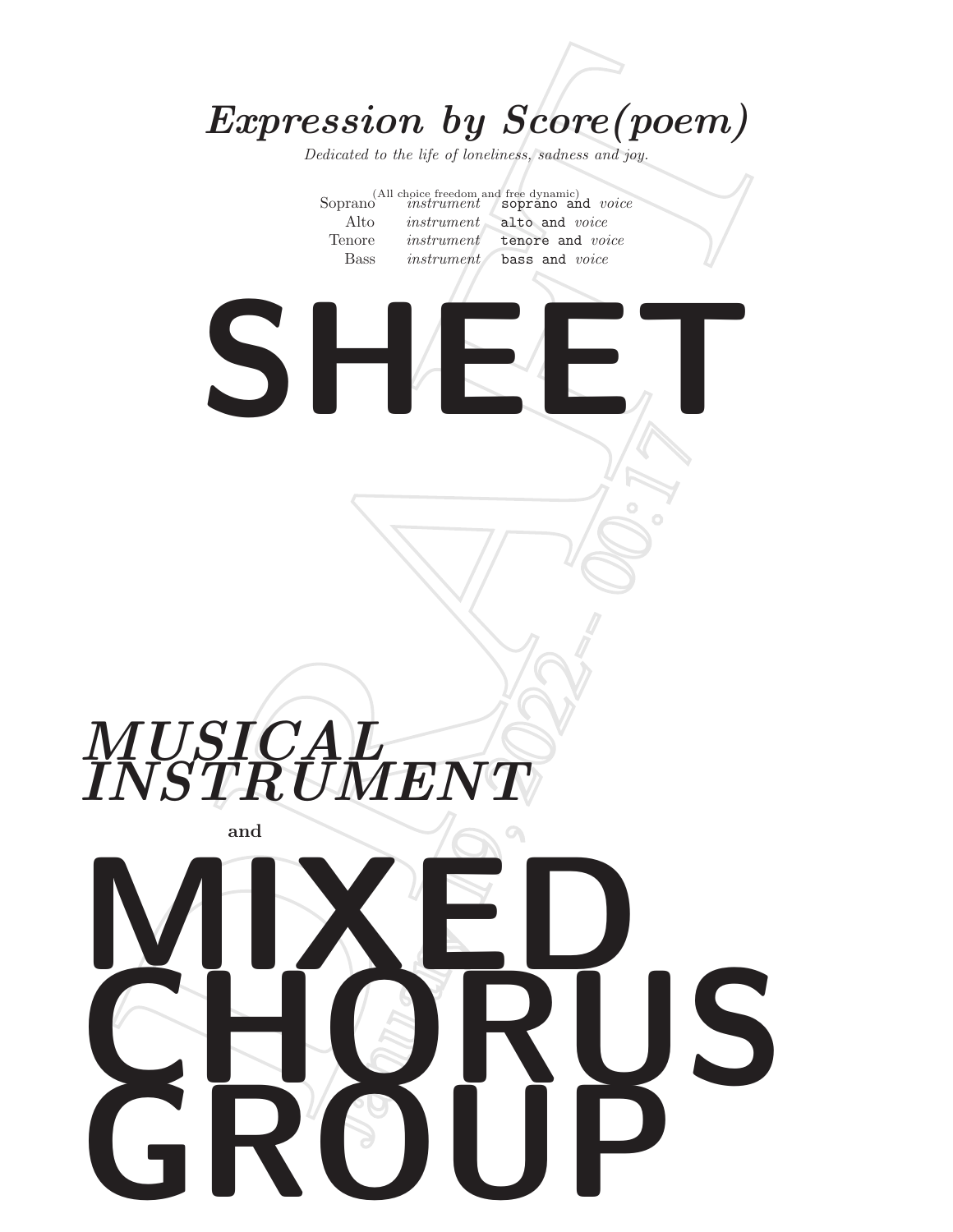# *Expression by Score(poem)*

*Dedicated to the life of loneliness, sadness and joy.*

(All choice freedom and free dynamic)

| | | |
|---|---|---|
| Soprano | *instrument* | `soprano and` *voice* |
| Alto | *instrument* | `alto and` *voice* |
| Tenore | *instrument* | `tenore and` *voice* |
| Bass | *instrument* | `bass and` *voice* |

# SHEET

## *MUSICAL INSTRUMENT*

**and**

# MIXED CHORUS GROUP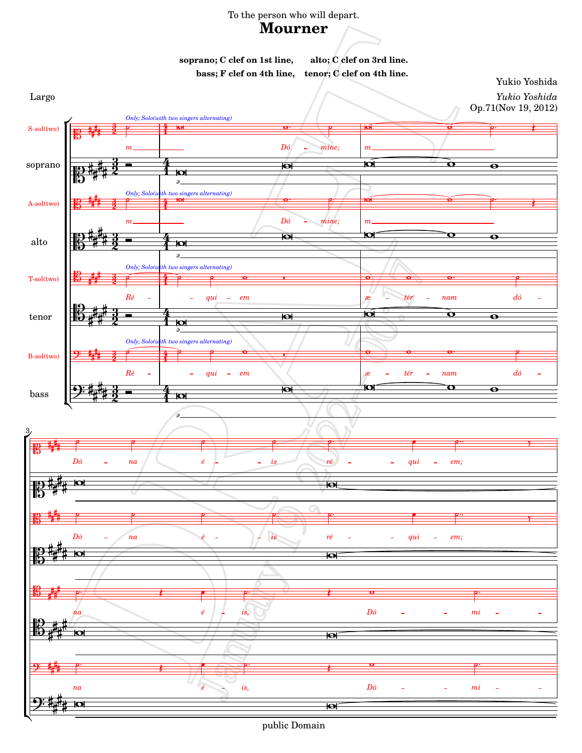To the person who will depart.

# Mourner

**soprano; C clef on 1st line, alto; C clef on 3rd line.**

**bass; F clef on 4th line, tenor; C clef on 4th line.**

Yukio Yoshida

*Yukio Yoshida*

Op.71(Nov 19, 2012)

Largo

public Domain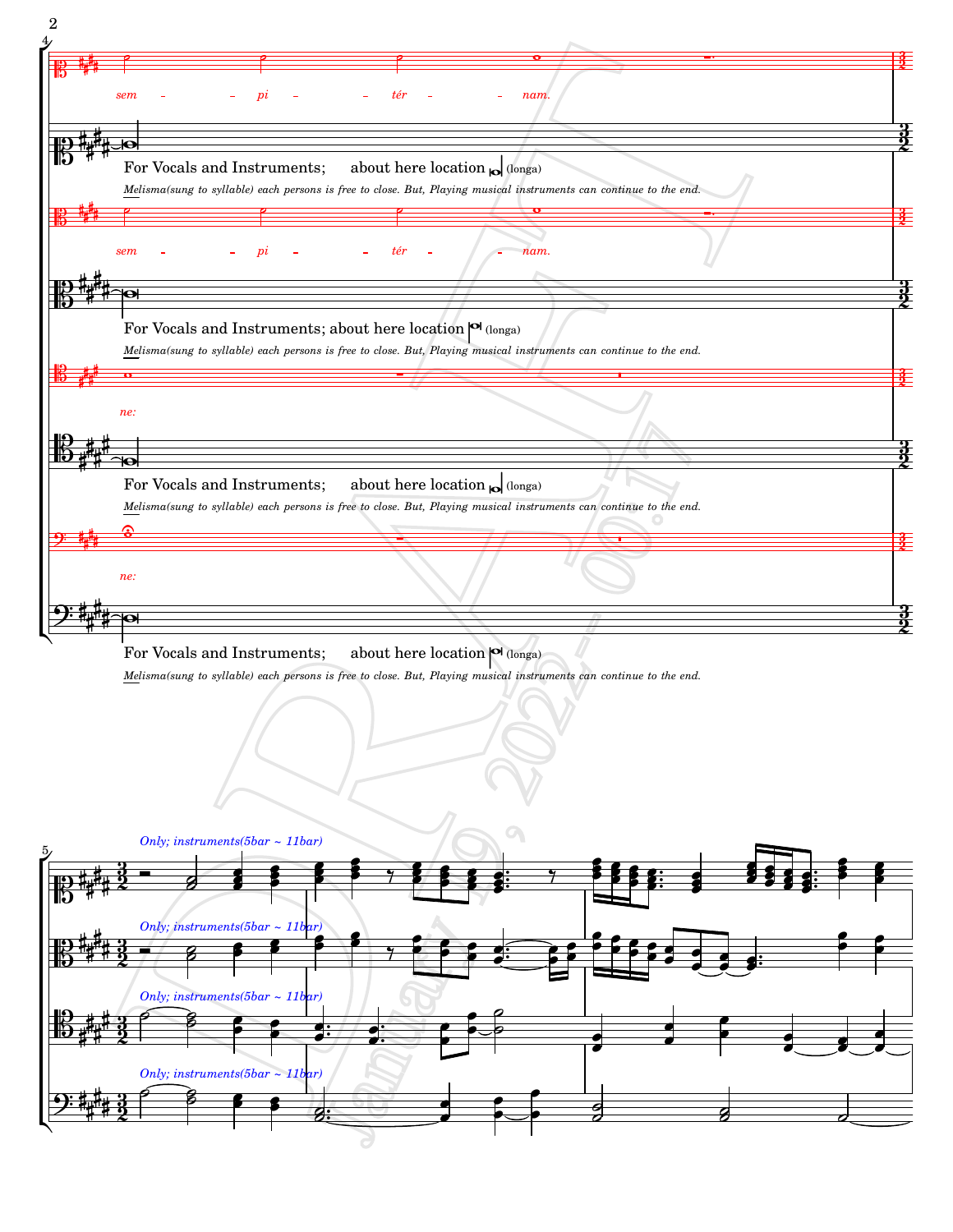sem - - pi - - tér - - nam.

For Vocals and Instruments; about here location (longa)

*Melisma(sung to syllable) each persons is free to close. But, Playing musical instruments can continue to the end.*

sem - - pi - - tér - - nam.

For Vocals and Instruments; about here location (longa)

*Melisma(sung to syllable) each persons is free to close. But, Playing musical instruments can continue to the end.*

ne:

For Vocals and Instruments; about here location (longa)

*Melisma(sung to syllable) each persons is free to close. But, Playing musical instruments can continue to the end.*

ne:

For Vocals and Instruments; about here location (longa)

*Melisma(sung to syllable) each persons is free to close. But, Playing musical instruments can continue to the end.*

*Only; instruments(5bar ~ 11bar)*

*Only; instruments(5bar ~ 11bar)*

*Only; instruments(5bar ~ 11bar)*

*Only; instruments(5bar ~ 11bar)*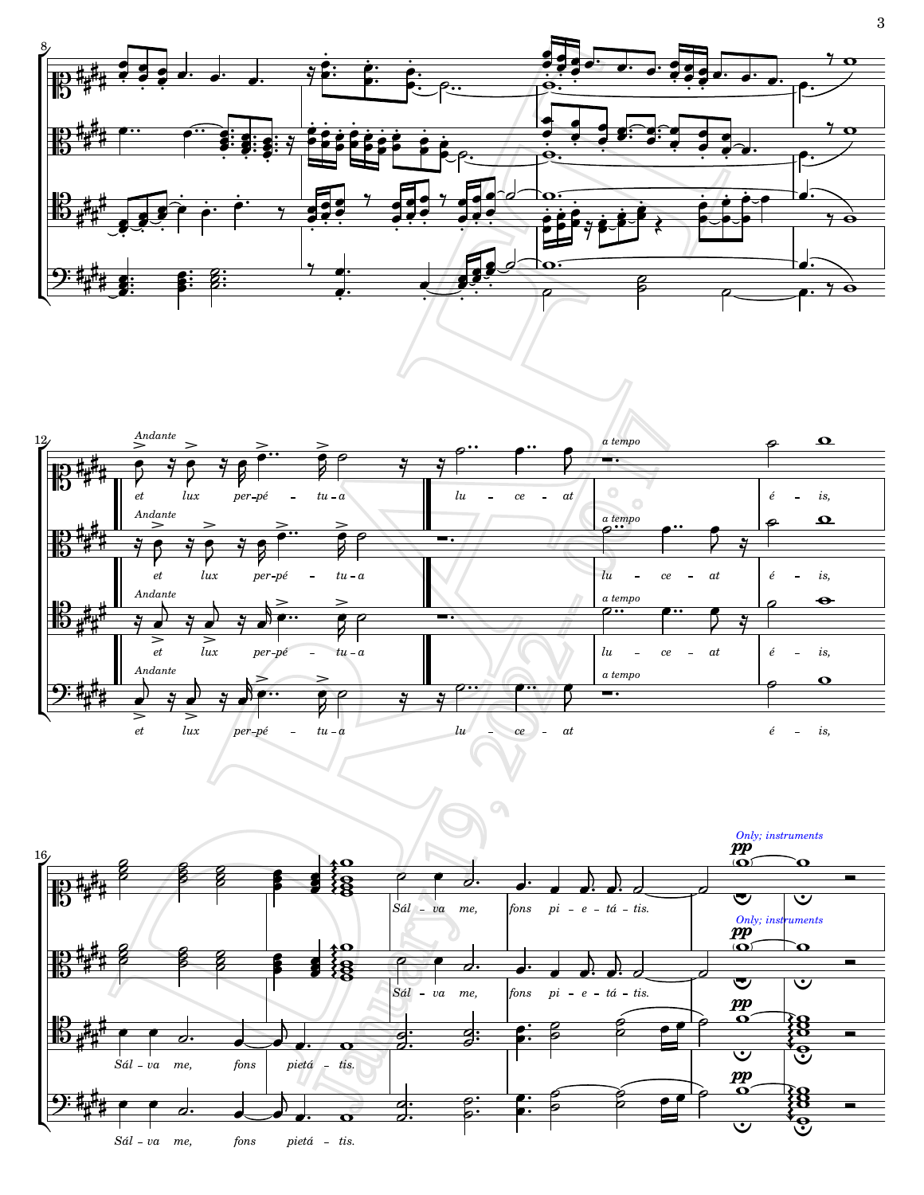*Andante*

et lux per-pé - tu-a lu - ce - at

*a tempo*

lu - ce - at é - is,

Sál - va me, fons pietá - tis.

Sál - va me, fons pi - e - tá - tis.

*Only; instruments*

*pp*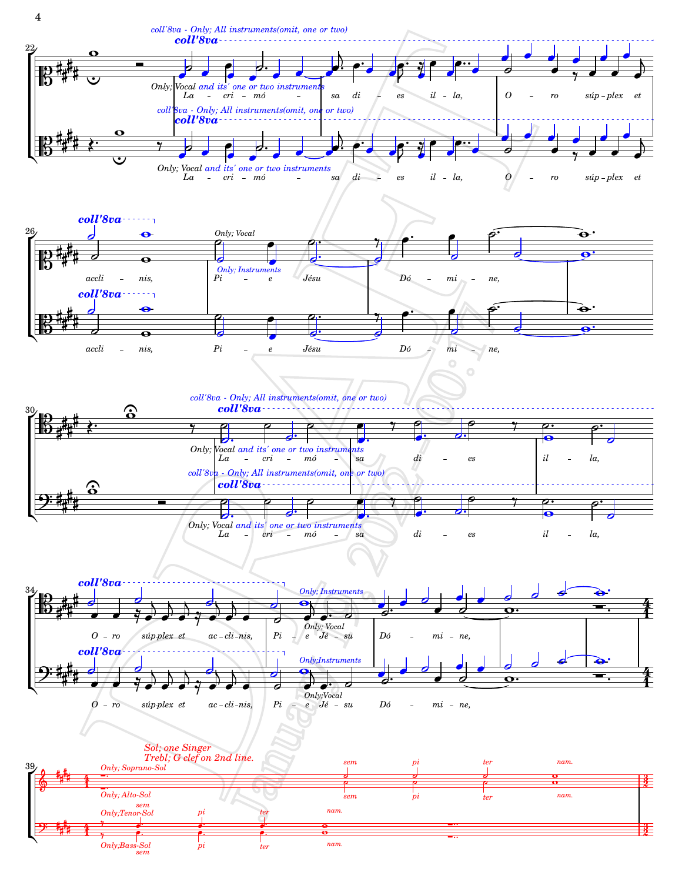coll'8va - Only; All instruments(omit, one or two)

**coll'8va**

Only; Vocal and its' one or two instruments

La – cri – mó – sa di – es il – la, O – ro súp – plex et

coll'8va - Only; All instruments(omit, one or two)

**coll'8va**

Only; Vocal and its' one or two instruments

La – cri – mó – sa di – es il – la, O – ro súp – plex et

**coll'8va**

accli – nis,

Only; Vocal

Only; Instruments

Pi – e Jésu Dó – mi – ne,

**coll'8va**

accli – nis, Pi – e Jésu Dó – mi – ne,

coll'8va - Only; All instruments(omit, one or two)

**coll'8va**

Only; Vocal and its' one or two instruments

La – cri – mó – sa di – es il – la,

coll'8va - Only; All instruments(omit, one or two)

**coll'8va**

Only; Vocal and its' one or two instruments

La – cri – mó – sa di – es il – la,

**coll'8va**

Only; Instruments

Only; Vocal

O – ro súp-plex et ac – cli – nis, Pi – e Jé – su Dó – mi – ne,

**coll'8va**

Only;Instruments

Only;Vocal

O – ro súp-plex et ac – cli – nis, Pi – e Jé – su Dó – mi – ne,

Sol; one Singer
Trebl; G clef on 2nd line.

Only; Soprano-Sol

sem pi ter nam.

Only; Alto-Sol

sem pi ter nam.

Only;Tenor-Sol

sem pi ter nam.

Only;Bass-Sol

sem pi ter nam.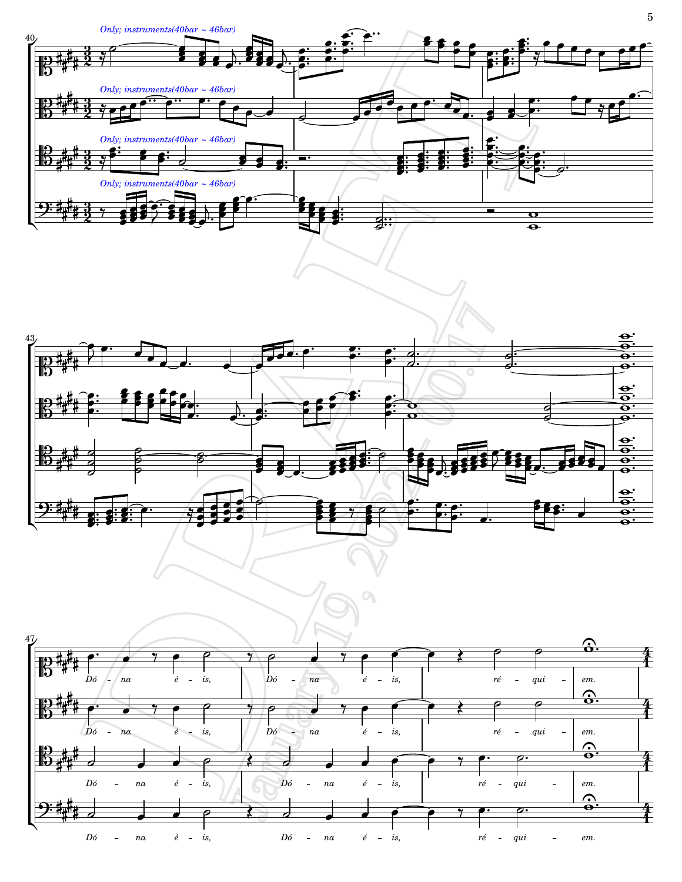*Only; instruments(40bar ~ 46bar)*

*Only; instruments(40bar ~ 46bar)*

*Only; instruments(40bar ~ 46bar)*

*Only; instruments(40bar ~ 46bar)*

Dó – na é – is, Dó – na é – is, ré – qui – em.

Dó – na é – is, Dó – na é – is, ré – qui – em.

Dó – na é – is, Dó – na é – is, ré – qui – em.

Dó – na é – is, Dó – na é – is, ré – qui – em.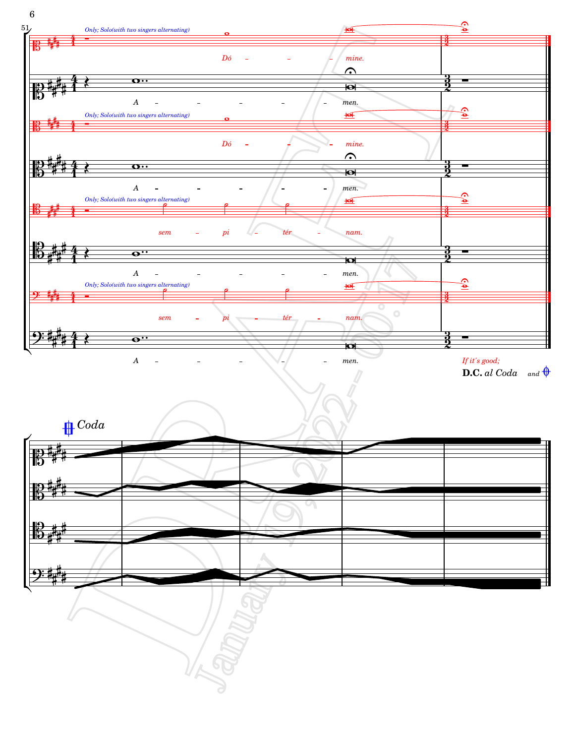Only; Solo(with two singers alternating)

Dó – – – mine.

A – – – – – men.

Only; Solo(with two singers alternating)

Dó – – – mine.

A – – – – – men.

Only; Solo(with two singers alternating)

sem – pi – tér – nam.

A – – – – – men.

Only; Solo(with two singers alternating)

sem – pi – tér – nam.

A – – – – – men.

*If it's good;*

**D.C.** *al Coda* *and*

*Coda*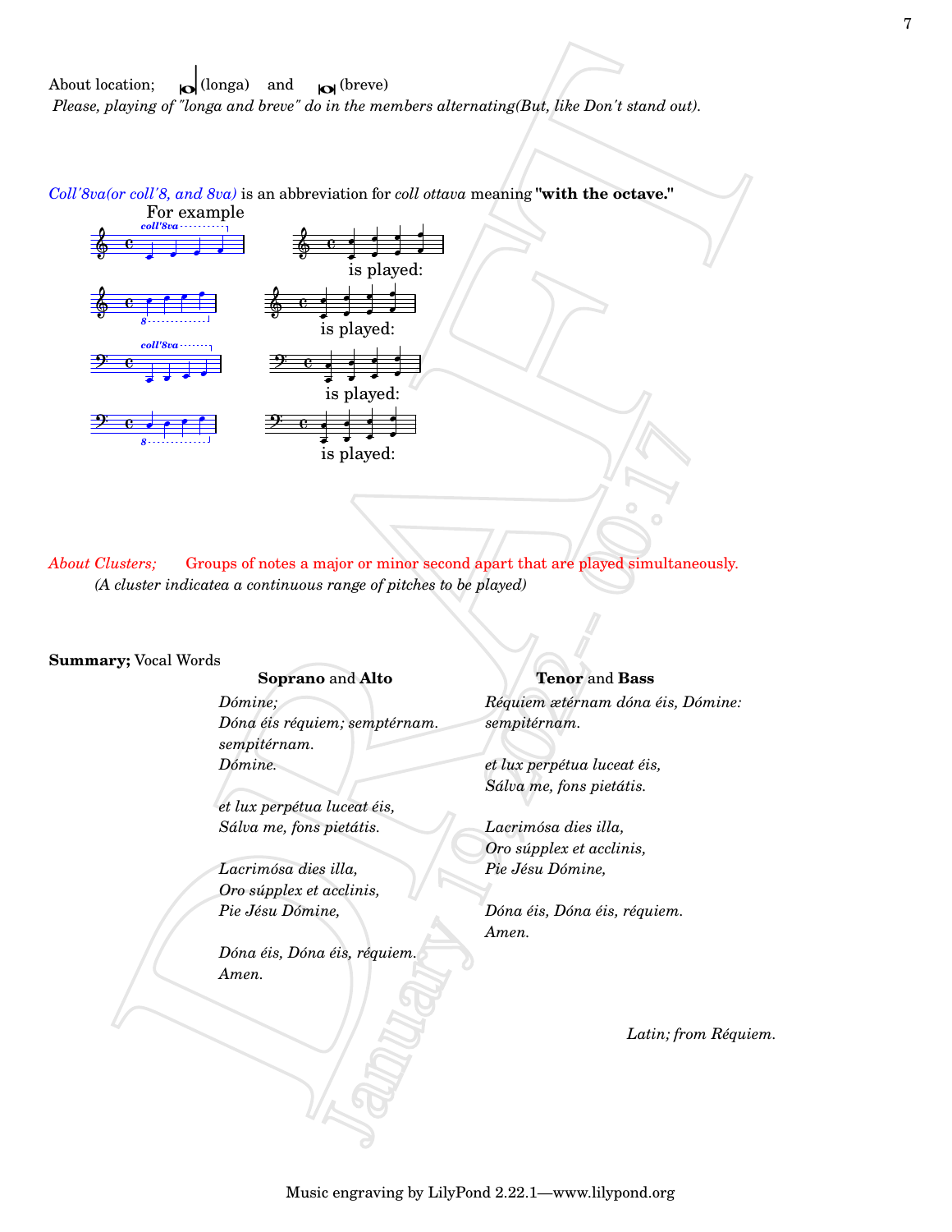About location; (longa) and (breve)

*Please, playing of "longa and breve" do in the members alternating(But, like Don't stand out).*

*Coll'8va(or coll'8, and 8va)* is an abbreviation for *coll ottava* meaning **"with the octave."**

For example

coll'8va

is played:

8

is played:

coll'8va

is played:

8

is played:

*About Clusters;* Groups of notes a major or minor second apart that are played simultaneously.

*(A cluster indicatea a continuous range of pitches to be played)*

**Summary;** Vocal Words

**Soprano** and **Alto**

*Dómine;*
*Dóna éis réquiem; semptérnam.*
*sempitérnam.*
*Dómine.*

*et lux perpétua luceat éis,*
*Sálva me, fons pietátis.*

*Lacrimósa dies illa,*
*Oro súpplex et acclinis,*
*Pie Jésu Dómine,*

*Dóna éis, Dóna éis, réquiem.*
*Amen.*

**Tenor** and **Bass**

*Réquiem ætérnam dóna éis, Dómine:*
*sempitérnam.*

*et lux perpétua luceat éis,*
*Sálva me, fons pietátis.*

*Lacrimósa dies illa,*
*Oro súpplex et acclinis,*
*Pie Jésu Dómine,*

*Dóna éis, Dóna éis, réquiem.*
*Amen.*

*Latin; from Réquiem.*

Music engraving by LilyPond 2.22.1—www.lilypond.org